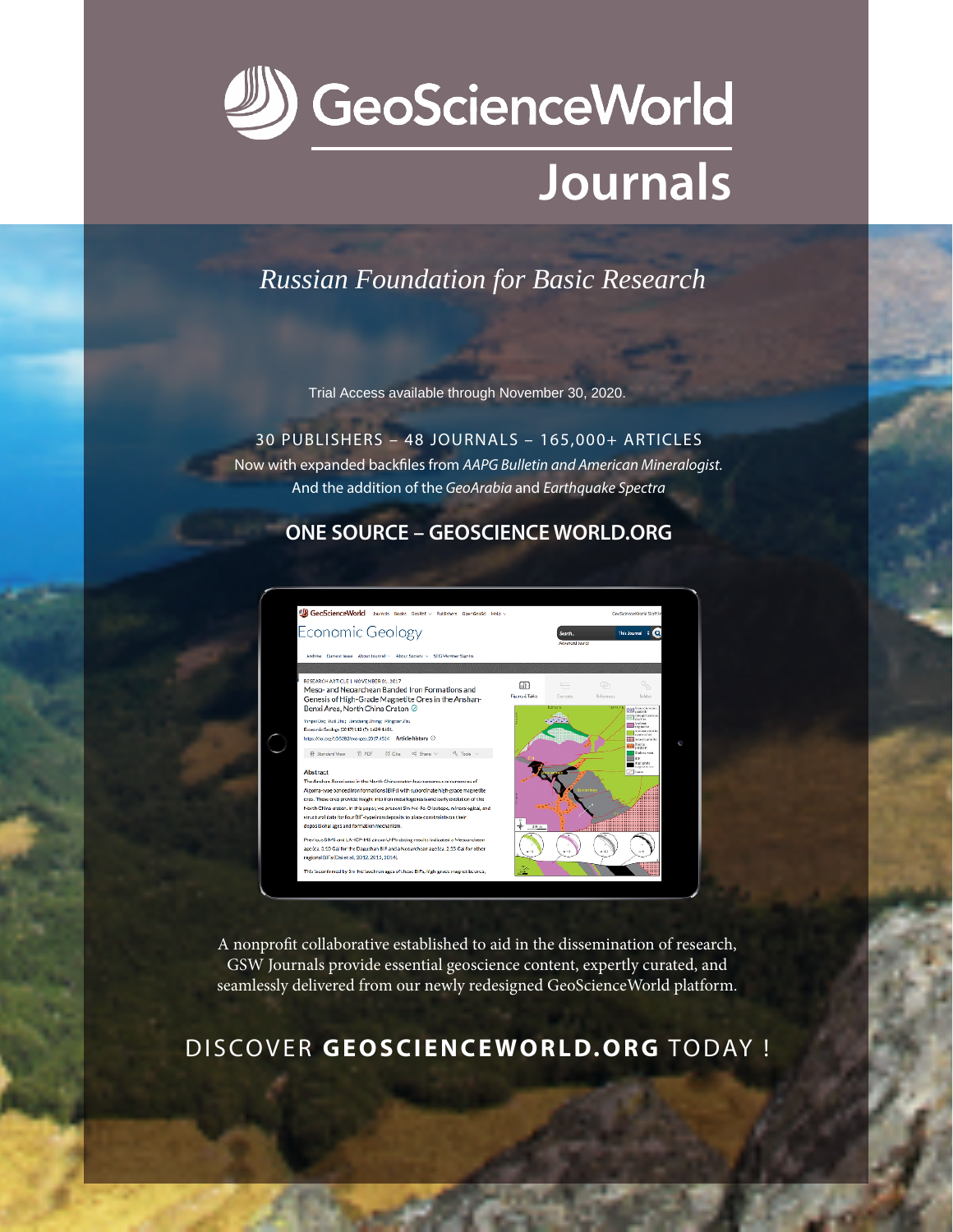# GeoScienceWorld

## Journals

*Russian Foundation for Basic Research*

Trial Access available through November 30, 2020.

30 PUBLISHERS – 48 JOURNALS – 165,000+ ARTICLES

Now with expanded backfiles from *AAPG Bulletin and American Mineralogist.*

And the addition of the *GeoArabia* and *Earthquake Spectra*

**ONE SOURCE – GEOSCIENCE WORLD.ORG**

A nonprofit collaborative established to aid in the dissemination of research, GSW Journals provide essential geoscience content, expertly curated, and seamlessly delivered from our newly redesigned GeoScienceWorld platform.

DISCOVER **GEOSCIENCEWORLD.ORG** TODAY !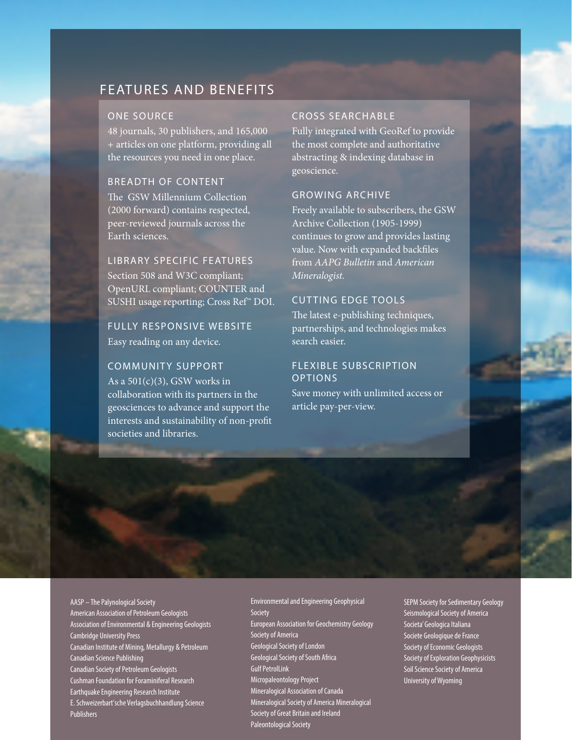## FEATURES AND BENEFITS

### ONE SOURCE

48 journals, 30 publishers, and 165,000 + articles on one platform, providing all the resources you need in one place.

### BREADTH OF CONTENT

The GSW Millennium Collection (2000 forward) contains respected, peer-reviewed journals across the Earth sciences.

### LIBRARY SPECIFIC FEATURES

Section 508 and W3C compliant; OpenURL compliant; COUNTER and SUSHI usage reporting; Cross Ref™ DOI.

### FULLY RESPONSIVE WEBSITE

Easy reading on any device.

### COMMUNITY SUPPORT

As a 501(c)(3), GSW works in collaboration with its partners in the geosciences to advance and support the interests and sustainability of non-profit societies and libraries.

### CROSS SEARCHABLE

Fully integrated with GeoRef to provide the most complete and authoritative abstracting & indexing database in geoscience.

### GROWING ARCHIVE

Freely available to subscribers, the GSW Archive Collection (1905-1999) continues to grow and provides lasting value. Now with expanded backfiles from *AAPG Bulletin* and *American Mineralogist.*

### CUTTING EDGE TOOLS

The latest e-publishing techniques, partnerships, and technologies makes search easier.

### FLEXIBLE SUBSCRIPTION OPTIONS

Save money with unlimited access or article pay-per-view.

AASP – The Palynological Society
American Association of Petroleum Geologists
Association of Environmental & Engineering Geologists
Cambridge University Press
Canadian Institute of Mining, Metallurgy & Petroleum
Canadian Science Publishing
Canadian Society of Petroleum Geologists
Cushman Foundation for Foraminiferal Research
Earthquake Engineering Research Institute
E. Schweizerbart'sche Verlagsbuchhandlung Science Publishers
Environmental and Engineering Geophysical Society
European Association for Geochemistry Geology Society of America
Geological Society of London
Geological Society of South Africa
Gulf PetrolLink
Micropaleontology Project
Mineralogical Association of Canada
Mineralogical Society of America Mineralogical Society of Great Britain and Ireland
Paleontological Society
SEPM Society for Sedimentary Geology
Seismological Society of America
Societa' Geologica Italiana
Societe Geologique de France
Society of Economic Geologists
Society of Exploration Geophysicists
Soil Science Society of America
University of Wyoming